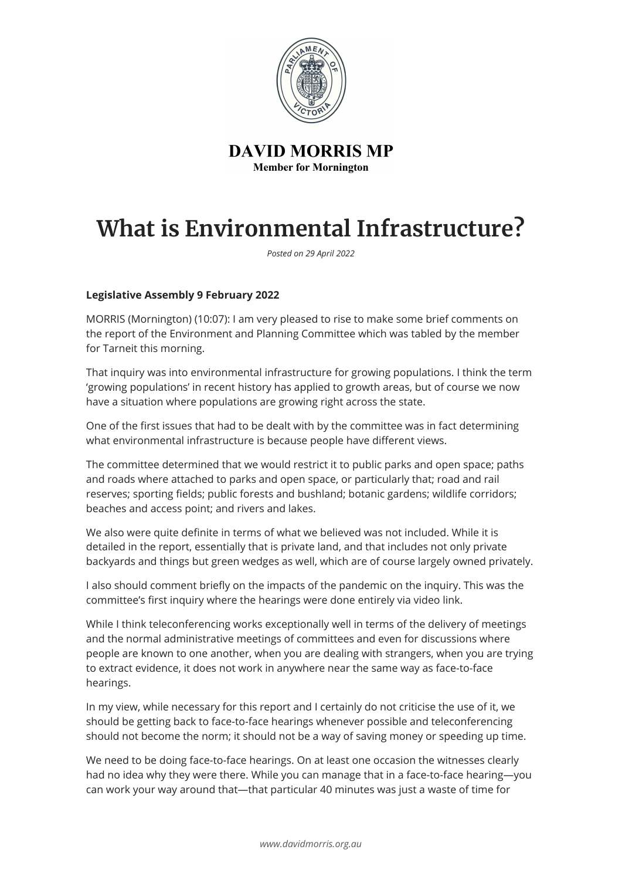**DAVID MORRIS MP**
**Member for Mornington**

# What is Environmental Infrastructure?

*Posted on 29 April 2022*

**Legislative Assembly 9 February 2022**

MORRIS (Mornington) (10:07): I am very pleased to rise to make some brief comments on the report of the Environment and Planning Committee which was tabled by the member for Tarneit this morning.

That inquiry was into environmental infrastructure for growing populations. I think the term 'growing populations' in recent history has applied to growth areas, but of course we now have a situation where populations are growing right across the state.

One of the first issues that had to be dealt with by the committee was in fact determining what environmental infrastructure is because people have different views.

The committee determined that we would restrict it to public parks and open space; paths and roads where attached to parks and open space, or particularly that; road and rail reserves; sporting fields; public forests and bushland; botanic gardens; wildlife corridors; beaches and access point; and rivers and lakes.

We also were quite definite in terms of what we believed was not included. While it is detailed in the report, essentially that is private land, and that includes not only private backyards and things but green wedges as well, which are of course largely owned privately.

I also should comment briefly on the impacts of the pandemic on the inquiry. This was the committee's first inquiry where the hearings were done entirely via video link.

While I think teleconferencing works exceptionally well in terms of the delivery of meetings and the normal administrative meetings of committees and even for discussions where people are known to one another, when you are dealing with strangers, when you are trying to extract evidence, it does not work in anywhere near the same way as face-to-face hearings.

In my view, while necessary for this report and I certainly do not criticise the use of it, we should be getting back to face-to-face hearings whenever possible and teleconferencing should not become the norm; it should not be a way of saving money or speeding up time.

We need to be doing face-to-face hearings. On at least one occasion the witnesses clearly had no idea why they were there. While you can manage that in a face-to-face hearing—you can work your way around that—that particular 40 minutes was just a waste of time for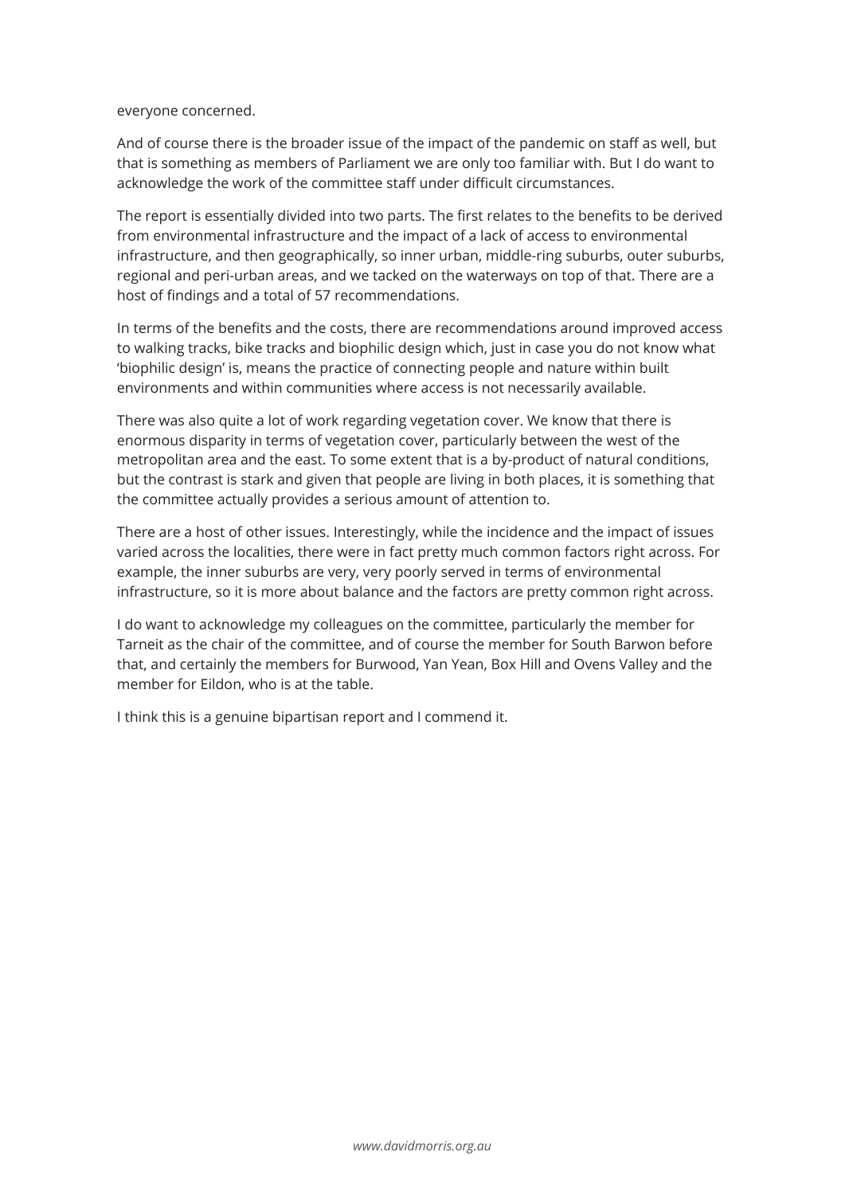everyone concerned.

And of course there is the broader issue of the impact of the pandemic on staff as well, but that is something as members of Parliament we are only too familiar with. But I do want to acknowledge the work of the committee staff under difficult circumstances.

The report is essentially divided into two parts. The first relates to the benefits to be derived from environmental infrastructure and the impact of a lack of access to environmental infrastructure, and then geographically, so inner urban, middle-ring suburbs, outer suburbs, regional and peri-urban areas, and we tacked on the waterways on top of that. There are a host of findings and a total of 57 recommendations.

In terms of the benefits and the costs, there are recommendations around improved access to walking tracks, bike tracks and biophilic design which, just in case you do not know what 'biophilic design' is, means the practice of connecting people and nature within built environments and within communities where access is not necessarily available.

There was also quite a lot of work regarding vegetation cover. We know that there is enormous disparity in terms of vegetation cover, particularly between the west of the metropolitan area and the east. To some extent that is a by-product of natural conditions, but the contrast is stark and given that people are living in both places, it is something that the committee actually provides a serious amount of attention to.

There are a host of other issues. Interestingly, while the incidence and the impact of issues varied across the localities, there were in fact pretty much common factors right across. For example, the inner suburbs are very, very poorly served in terms of environmental infrastructure, so it is more about balance and the factors are pretty common right across.

I do want to acknowledge my colleagues on the committee, particularly the member for Tarneit as the chair of the committee, and of course the member for South Barwon before that, and certainly the members for Burwood, Yan Yean, Box Hill and Ovens Valley and the member for Eildon, who is at the table.

I think this is a genuine bipartisan report and I commend it.